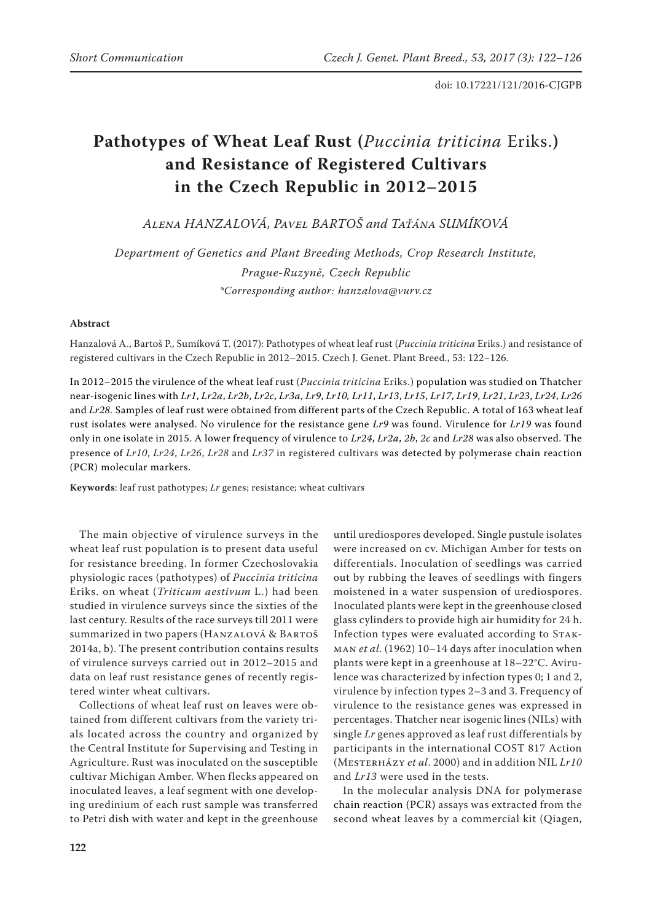doi: 10.17221/121/2016-CJGPB

# Pathotypes of Wheat Leaf Rust (*Puccinia triticina* Eriks.) and Resistance of Registered Cultivars in the Czech Republic in 2012–2015

*Alena HANZALOVÁ, Pavel BARTOŠ and Taťána SUMÍKOVÁ*

*Department of Genetics and Plant Breeding Methods, Crop Research Institute, Prague-Ruzyně, Czech Republic*

*\*Corresponding author: hanzalova@vurv.cz*

**Abstract**

Hanzalová A., Bartoš P., Sumíková T. (2017): Pathotypes of wheat leaf rust (*Puccinia triticina* Eriks.) and resistance of registered cultivars in the Czech Republic in 2012–2015. Czech J. Genet. Plant Breed., 53: 122–126.

In 2012–2015 the virulence of the wheat leaf rust (*Puccinia triticina* Eriks.) population was studied on Thatcher near-isogenic lines with *Lr1*, *Lr2a*, *Lr2b*, *Lr2c*, *Lr3a*, *Lr9*, *Lr10*, *Lr11*, *Lr13*, *Lr15*, *Lr17*, *Lr19*, *Lr21*, *Lr23*, *Lr24*, *Lr26* and *Lr28.* Samples of leaf rust were obtained from different parts of the Czech Republic. A total of 163 wheat leaf rust isolates were analysed. No virulence for the resistance gene *Lr9* was found. Virulence for *Lr19* was found only in one isolate in 2015. A lower frequency of virulence to *Lr24*, *Lr2a*, *2b*, *2c* and *Lr28* was also observed. The presence of *Lr10*, *Lr24*, *Lr26*, *Lr28* and *Lr37* in registered cultivars was detected by polymerase chain reaction (PCR) molecular markers.

**Keywords**: leaf rust pathotypes; *Lr* genes; resistance; wheat cultivars

The main objective of virulence surveys in the wheat leaf rust population is to present data useful for resistance breeding. In former Czechoslovakia physiologic races (pathotypes) of *Puccinia triticina* Eriks. on wheat (*Triticum aestivum* L.) had been studied in virulence surveys since the sixties of the last century. Results of the race surveys till 2011 were summarized in two papers (Hanzalová & Bartoš 2014a, b). The present contribution contains results of virulence surveys carried out in 2012–2015 and data on leaf rust resistance genes of recently registered winter wheat cultivars.

Collections of wheat leaf rust on leaves were obtained from different cultivars from the variety trials located across the country and organized by the Central Institute for Supervising and Testing in Agriculture. Rust was inoculated on the susceptible cultivar Michigan Amber. When flecks appeared on inoculated leaves, a leaf segment with one developing uredinium of each rust sample was transferred to Petri dish with water and kept in the greenhouse until urediospores developed. Single pustule isolates were increased on cv. Michigan Amber for tests on differentials. Inoculation of seedlings was carried out by rubbing the leaves of seedlings with fingers moistened in a water suspension of urediospores. Inoculated plants were kept in the greenhouse closed glass cylinders to provide high air humidity for 24 h. Infection types were evaluated according to Stakman *et al*. (1962) 10–14 days after inoculation when plants were kept in a greenhouse at 18–22°C. Avirulence was characterized by infection types 0; 1 and 2, virulence by infection types 2–3 and 3. Frequency of virulence to the resistance genes was expressed in percentages. Thatcher near isogenic lines (NILs) with single *Lr* genes approved as leaf rust differentials by participants in the international COST 817 Action (Mesterházy *et al*. 2000) and in addition NIL *Lr10* and *Lr13* were used in the tests.

In the molecular analysis DNA for polymerase chain reaction (PCR) assays was extracted from the second wheat leaves by a commercial kit (Qiagen,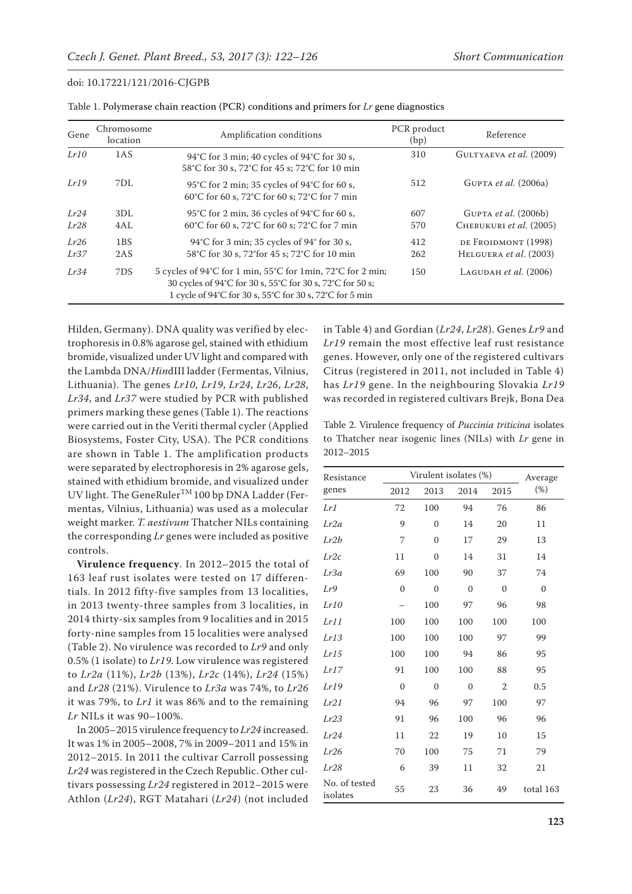Table 1. Polymerase chain reaction (PCR) conditions and primers for *Lr* gene diagnostics

| Gene | Chromosome location | Amplification conditions | PCR product (bp) | Reference |
|---|---|---|---|---|
| *Lr10* | 1AS | 94°C for 3 min; 40 cycles of 94°C for 30 s, 58°C for 30 s, 72°C for 45 s; 72°C for 10 min | 310 | Gultyaeva *et al.* (2009) |
| *Lr19* | 7DL | 95°C for 2 min; 35 cycles of 94°C for 60 s, 60°C for 60 s, 72°C for 60 s; 72°C for 7 min | 512 | Gupta *et al.* (2006a) |
| *Lr24* | 3DL | 95°C for 2 min, 36 cycles of 94°C for 60 s, 60°C for 60 s, 72°C for 60 s; 72°C for 7 min | 607 | Gupta *et al.* (2006b) |
| *Lr28* | 4AL | | 570 | Cherukuri *et al.* (2005) |
| *Lr26* | 1BS | 94°C for 3 min; 35 cycles of 94° for 30 s, 58°C for 30 s, 72°C for 45 s; 72°C for 10 min | 412 | de Froidmont (1998) |
| *Lr37* | 2AS | | 262 | Helguera *et al.* (2003) |
| *Lr34* | 7DS | 5 cycles of 94°C for 1 min, 55°C for 1min, 72°C for 2 min; 30 cycles of 94°C for 30 s, 55°C for 30 s, 72°C for 50 s; 1 cycle of 94°C for 30 s, 55°C for 30 s, 72°C for 5 min | 150 | Lagudah *et al.* (2006) |

Hilden, Germany). DNA quality was verified by electrophoresis in 0.8% agarose gel, stained with ethidium bromide, visualized under UV light and compared with the Lambda DNA/*Hin*dIII ladder (Fermentas, Vilnius, Lithuania). The genes *Lr10*, *Lr19*, *Lr24*, *Lr26*, *Lr28*, *Lr34*, and *Lr37* were studied by PCR with published primers marking these genes (Table 1). The reactions were carried out in the Veriti thermal cycler (Applied Biosystems, Foster City, USA). The PCR conditions are shown in Table 1. The amplification products were separated by electrophoresis in 2% agarose gels, stained with ethidium bromide, and visualized under UV light. The GeneRuler™ 100 bp DNA Ladder (Fermentas, Vilnius, Lithuania) was used as a molecular weight marker. *T. aestivum* Thatcher NILs containing the corresponding *Lr* genes were included as positive controls.

**Virulence frequency**. In 2012–2015 the total of 163 leaf rust isolates were tested on 17 differentials. In 2012 fifty-five samples from 13 localities, in 2013 twenty-three samples from 3 localities, in 2014 thirty-six samples from 9 localities and in 2015 forty-nine samples from 15 localities were analysed (Table 2). No virulence was recorded to *Lr9* and only 0.5% (1 isolate) to *Lr19*. Low virulence was registered to *Lr2a* (11%), *Lr2b* (13%), *Lr2c* (14%), *Lr24* (15%) and *Lr28* (21%). Virulence to *Lr3a* was 74%, to *Lr26* it was 79%, to *Lr1* it was 86% and to the remaining *Lr* NILs it was 90–100%.

In 2005–2015 virulence frequency to *Lr24* increased. It was 1% in 2005–2008, 7% in 2009–2011 and 15% in 2012–2015. In 2011 the cultivar Carroll possessing *Lr24* was registered in the Czech Republic. Other cultivars possessing *Lr24* registered in 2012–2015 were Athlon (*Lr24*), RGT Matahari (*Lr24*) (not included in Table 4) and Gordian (*Lr24*, *Lr28*). Genes *Lr9* and *Lr19* remain the most effective leaf rust resistance genes. However, only one of the registered cultivars Citrus (registered in 2011, not included in Table 4) has *Lr19* gene. In the neighbouring Slovakia *Lr19* was recorded in registered cultivars Brejk, Bona Dea

Table 2. Virulence frequency of *Puccinia triticina* isolates to Thatcher near isogenic lines (NILs) with *Lr* gene in 2012–2015

| Resistance genes | Virulent isolates (%) | | | | Average (%) |
|---|---|---|---|---|---|
| | 2012 | 2013 | 2014 | 2015 | |
| *Lr1* | 72 | 100 | 94 | 76 | 86 |
| *Lr2a* | 9 | 0 | 14 | 20 | 11 |
| *Lr2b* | 7 | 0 | 17 | 29 | 13 |
| *Lr2c* | 11 | 0 | 14 | 31 | 14 |
| *Lr3a* | 69 | 100 | 90 | 37 | 74 |
| *Lr9* | 0 | 0 | 0 | 0 | 0 |
| *Lr10* | – | 100 | 97 | 96 | 98 |
| *Lr11* | 100 | 100 | 100 | 100 | 100 |
| *Lr13* | 100 | 100 | 100 | 97 | 99 |
| *Lr15* | 100 | 100 | 94 | 86 | 95 |
| *Lr17* | 91 | 100 | 100 | 88 | 95 |
| *Lr19* | 0 | 0 | 0 | 2 | 0.5 |
| *Lr21* | 94 | 96 | 97 | 100 | 97 |
| *Lr23* | 91 | 96 | 100 | 96 | 96 |
| *Lr24* | 11 | 22 | 19 | 10 | 15 |
| *Lr26* | 70 | 100 | 75 | 71 | 79 |
| *Lr28* | 6 | 39 | 11 | 32 | 21 |
| No. of tested isolates | 55 | 23 | 36 | 49 | total 163 |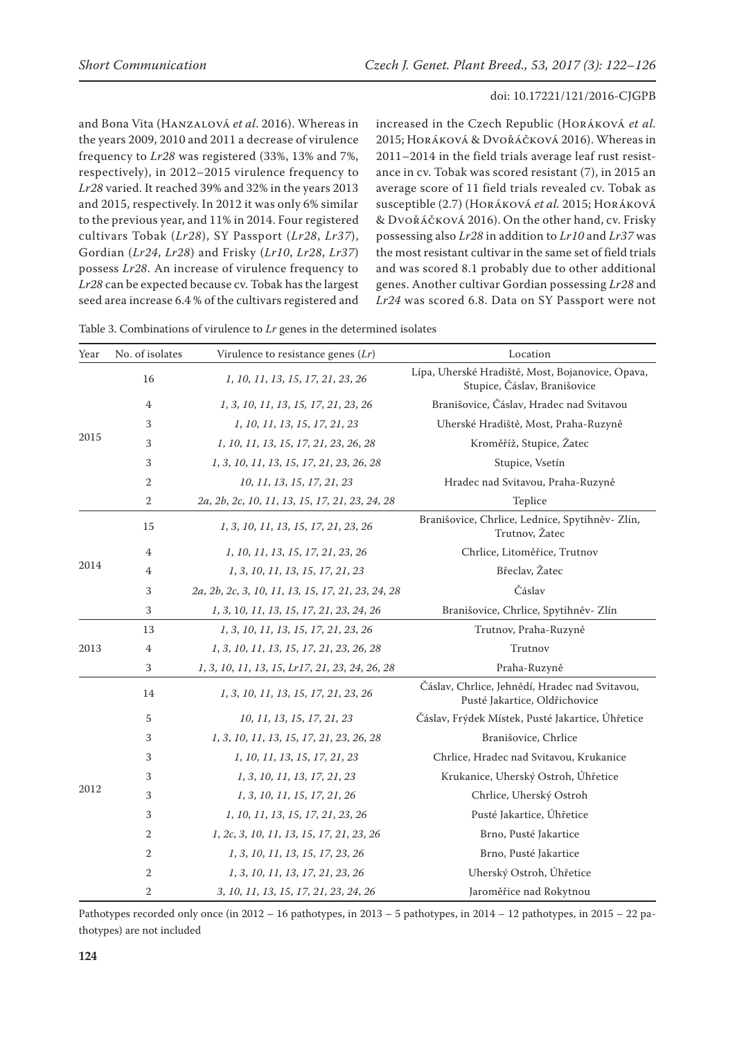and Bona Vita (Hanzalová *et al*. 2016). Whereas in the years 2009, 2010 and 2011 a decrease of virulence frequency to *Lr28* was registered (33%, 13% and 7%, respectively), in 2012–2015 virulence frequency to *Lr28* varied. It reached 39% and 32% in the years 2013 and 2015, respectively. In 2012 it was only 6% similar to the previous year, and 11% in 2014. Four registered cultivars Tobak (*Lr28*), SY Passport (*Lr28*, *Lr37*), Gordian (*Lr24*, *Lr28*) and Frisky (*Lr10*, *Lr28*, *Lr37*) possess *Lr28*. An increase of virulence frequency to *Lr28* can be expected because cv. Tobak has the largest seed area increase 6.4 % of the cultivars registered and increased in the Czech Republic (Horáková *et al.* 2015; Horáková & Dvořáčková 2016). Whereas in 2011–2014 in the field trials average leaf rust resistance in cv. Tobak was scored resistant (7), in 2015 an average score of 11 field trials revealed cv. Tobak as susceptible (2.7) (Horáková *et al.* 2015; Horáková & Dvořáčková 2016). On the other hand, cv. Frisky possessing also *Lr28* in addition to *Lr10* and *Lr37* was the most resistant cultivar in the same set of field trials and was scored 8.1 probably due to other additional genes. Another cultivar Gordian possessing *Lr28* and *Lr24* was scored 6.8. Data on SY Passport were not

Table 3. Combinations of virulence to *Lr* genes in the determined isolates

| Year | No. of isolates | Virulence to resistance genes (*Lr*) | Location |
|---|---|---|---|
| 2015 | 16 | *1, 10, 11, 13, 15, 17, 21, 23, 26* | Lípa, Uherské Hradiště, Most, Bojanovice, Opava, Stupice, Čáslav, Branišovice |
| | 4 | *1, 3, 10, 11, 13, 15, 17, 21, 23, 26* | Branišovice, Čáslav, Hradec nad Svitavou |
| | 3 | *1, 10, 11, 13, 15, 17, 21, 23* | Uherské Hradiště, Most, Praha-Ruzyně |
| | 3 | *1, 10, 11, 13, 15, 17, 21, 23, 26, 28* | Kroměříž, Stupice, Žatec |
| | 3 | *1, 3, 10, 11, 13, 15, 17, 21, 23, 26, 28* | Stupice, Vsetín |
| | 2 | *10, 11, 13, 15, 17, 21, 23* | Hradec nad Svitavou, Praha-Ruzyně |
| | 2 | *2a, 2b, 2c, 10, 11, 13, 15, 17, 21, 23, 24, 28* | Teplice |
| 2014 | 15 | *1, 3, 10, 11, 13, 15, 17, 21, 23, 26* | Branišovice, Chrlice, Lednice, Spytihněv- Zlín, Trutnov, Žatec |
| | 4 | *1, 10, 11, 13, 15, 17, 21, 23, 26* | Chrlice, Litoměřice, Trutnov |
| | 4 | *1, 3, 10, 11, 13, 15, 17, 21, 23* | Břeclav, Žatec |
| | 3 | *2a, 2b, 2c, 3, 10, 11, 13, 15, 17, 21, 23, 24, 28* | Čáslav |
| | 3 | *1, 3, 10, 11, 13, 15, 17, 21, 23, 24, 26* | Branišovice, Chrlice, Spytihněv- Zlín |
| 2013 | 13 | *1, 3, 10, 11, 13, 15, 17, 21, 23, 26* | Trutnov, Praha-Ruzyně |
| | 4 | *1, 3, 10, 11, 13, 15, 17, 21, 23, 26, 28* | Trutnov |
| | 3 | *1, 3, 10, 11, 13, 15, Lr17, 21, 23, 24, 26, 28* | Praha-Ruzyně |
| 2012 | 14 | *1, 3, 10, 11, 13, 15, 17, 21, 23, 26* | Čáslav, Chrlice, Jehnědí, Hradec nad Svitavou, Pusté Jakartice, Oldřichovice |
| | 5 | *10, 11, 13, 15, 17, 21, 23* | Čáslav, Frýdek Místek, Pusté Jakartice, Úhřetice |
| | 3 | *1, 3, 10, 11, 13, 15, 17, 21, 23, 26, 28* | Branišovice, Chrlice |
| | 3 | *1, 10, 11, 13, 15, 17, 21, 23* | Chrlice, Hradec nad Svitavou, Krukanice |
| | 3 | *1, 3, 10, 11, 13, 17, 21, 23* | Krukanice, Uherský Ostroh, Úhřetice |
| | 3 | *1, 3, 10, 11, 15, 17, 21, 26* | Chrlice, Uherský Ostroh |
| | 3 | *1, 10, 11, 13, 15, 17, 21, 23, 26* | Pusté Jakartice, Úhřetice |
| | 2 | *1, 2c, 3, 10, 11, 13, 15, 17, 21, 23, 26* | Brno, Pusté Jakartice |
| | 2 | *1, 3, 10, 11, 13, 15, 17, 23, 26* | Brno, Pusté Jakartice |
| | 2 | *1, 3, 10, 11, 13, 17, 21, 23, 26* | Uherský Ostroh, Úhřetice |
| | 2 | *3, 10, 11, 13, 15, 17, 21, 23, 24, 26* | Jaroměřice nad Rokytnou |

Pathotypes recorded only once (in 2012 – 16 pathotypes, in 2013 – 5 pathotypes, in 2014 – 12 pathotypes, in 2015 – 22 pathotypes) are not included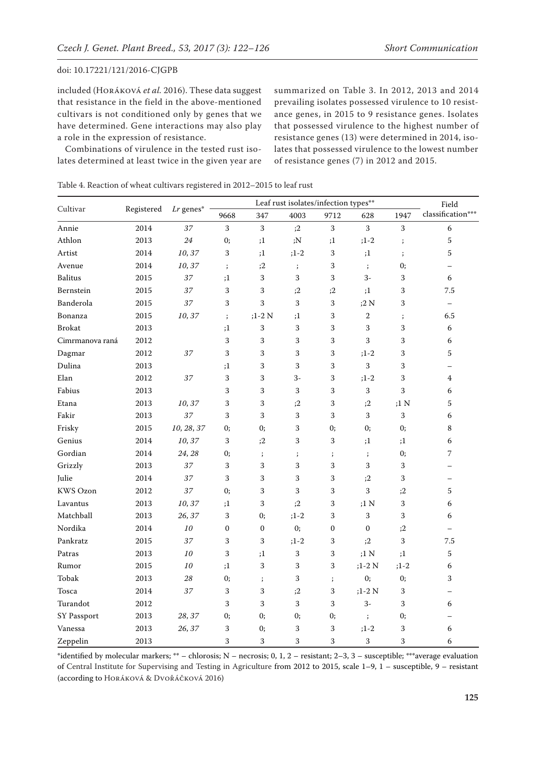doi: 10.17221/121/2016-CJGPB

included (Horáková *et al.* 2016). These data suggest that resistance in the field in the above-mentioned cultivars is not conditioned only by genes that we have determined. Gene interactions may also play a role in the expression of resistance.

Combinations of virulence in the tested rust isolates determined at least twice in the given year are summarized on Table 3. In 2012, 2013 and 2014 prevailing isolates possessed virulence to 10 resistance genes, in 2015 to 9 resistance genes. Isolates that possessed virulence to the highest number of resistance genes (13) were determined in 2014, isolates that possessed virulence to the lowest number of resistance genes (7) in 2012 and 2015.

Table 4. Reaction of wheat cultivars registered in 2012–2015 to leaf rust

| Cultivar | Registered | *Lr* genes* | Leaf rust isolates/infection types** | | | | | | Field classification*** |
|---|---|---|---|---|---|---|---|---|---|
| | | | 9668 | 347 | 4003 | 9712 | 628 | 1947 | |
| Annie | 2014 | *37* | 3 | 3 | ;2 | 3 | 3 | 3 | 6 |
| Athlon | 2013 | *24* | 0; | ;1 | ;N | ;1 | ;1-2 | ; | 5 |
| Artist | 2014 | *10, 37* | 3 | ;1 | ;1-2 | 3 | ;1 | ; | 5 |
| Avenue | 2014 | *10, 37* | ; | ;2 | ; | 3 | ; | 0; | – |
| Balitus | 2015 | *37* | ;1 | 3 | 3 | 3 | 3- | 3 | 6 |
| Bernstein | 2015 | *37* | 3 | 3 | ;2 | ;2 | ;1 | 3 | 7.5 |
| Banderola | 2015 | *37* | 3 | 3 | 3 | 3 | ;2 N | 3 | – |
| Bonanza | 2015 | *10, 37* | ; | ;1-2 N | ;1 | 3 | 2 | ; | 6.5 |
| Brokat | 2013 | | ;1 | 3 | 3 | 3 | 3 | 3 | 6 |
| Cimrmanova raná | 2012 | | 3 | 3 | 3 | 3 | 3 | 3 | 6 |
| Dagmar | 2012 | *37* | 3 | 3 | 3 | 3 | ;1-2 | 3 | 5 |
| Dulina | 2013 | | ;1 | 3 | 3 | 3 | 3 | 3 | – |
| Elan | 2012 | *37* | 3 | 3 | 3- | 3 | ;1-2 | 3 | 4 |
| Fabius | 2013 | | 3 | 3 | 3 | 3 | 3 | 3 | 6 |
| Etana | 2013 | *10, 37* | 3 | 3 | ;2 | 3 | ;2 | ;1 N | 5 |
| Fakir | 2013 | *37* | 3 | 3 | 3 | 3 | 3 | 3 | 6 |
| Frisky | 2015 | *10, 28, 37* | 0; | 0; | 3 | 0; | 0; | 0; | 8 |
| Genius | 2014 | *10, 37* | 3 | ;2 | 3 | 3 | ;1 | ;1 | 6 |
| Gordian | 2014 | *24, 28* | 0; | ; | ; | ; | ; | 0; | 7 |
| Grizzly | 2013 | *37* | 3 | 3 | 3 | 3 | 3 | 3 | – |
| Julie | 2014 | *37* | 3 | 3 | 3 | 3 | ;2 | 3 | – |
| KWS Ozon | 2012 | *37* | 0; | 3 | 3 | 3 | 3 | ;2 | 5 |
| Lavantus | 2013 | *10, 37* | ;1 | 3 | ;2 | 3 | ;1 N | 3 | 6 |
| Matchball | 2013 | *26, 37* | 3 | 0; | ;1-2 | 3 | 3 | 3 | 6 |
| Nordika | 2014 | *10* | 0 | 0 | 0; | 0 | 0 | ;2 | – |
| Pankratz | 2015 | *37* | 3 | 3 | ;1-2 | 3 | ;2 | 3 | 7.5 |
| Patras | 2013 | *10* | 3 | ;1 | 3 | 3 | ;1 N | ;1 | 5 |
| Rumor | 2015 | *10* | ;1 | 3 | 3 | 3 | ;1-2 N | ;1-2 | 6 |
| Tobak | 2013 | *28* | 0; | ; | 3 | ; | 0; | 0; | 3 |
| Tosca | 2014 | *37* | 3 | 3 | ;2 | 3 | ;1-2 N | 3 | – |
| Turandot | 2012 | | 3 | 3 | 3 | 3 | 3- | 3 | 6 |
| SY Passport | 2013 | *28, 37* | 0; | 0; | 0; | 0; | ; | 0; | – |
| Vanessa | 2013 | *26, 37* | 3 | 0; | 3 | 3 | ;1-2 | 3 | 6 |
| Zeppelin | 2013 | | 3 | 3 | 3 | 3 | 3 | 3 | 6 |

*identified by molecular markers; ** – chlorosis; N – necrosis; 0, 1, 2 – resistant; 2–3, 3 – susceptible; ***average evaluation of Central Institute for Supervising and Testing in Agriculture from 2012 to 2015, scale 1–9, 1 – susceptible, 9 – resistant (according to Horáková & Dvořáčková 2016)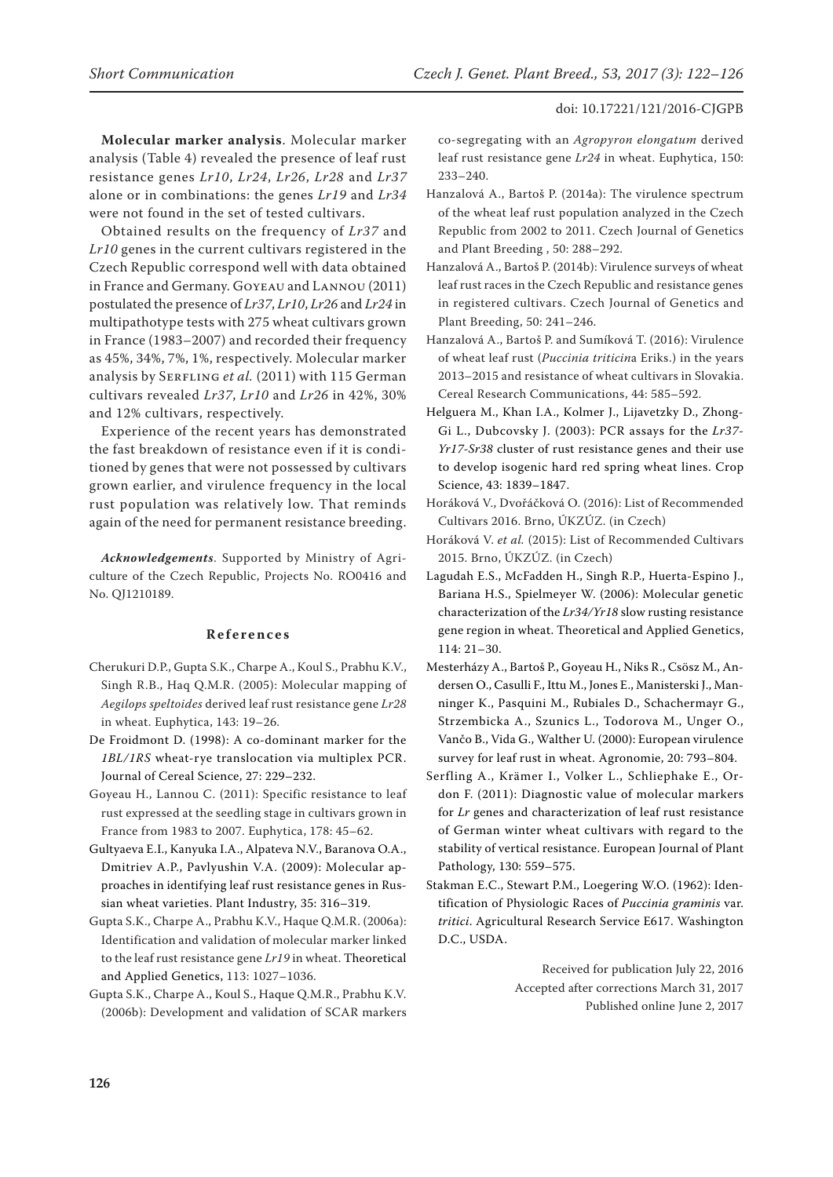**Molecular marker analysis**. Molecular marker analysis (Table 4) revealed the presence of leaf rust resistance genes *Lr10*, *Lr24*, *Lr26*, *Lr28* and *Lr37* alone or in combinations: the genes *Lr19* and *Lr34* were not found in the set of tested cultivars.

Obtained results on the frequency of *Lr37* and *Lr10* genes in the current cultivars registered in the Czech Republic correspond well with data obtained in France and Germany. Goyeau and Lannou (2011) postulated the presence of *Lr37*, *Lr10*, *Lr26* and *Lr24* in multipathotype tests with 275 wheat cultivars grown in France (1983–2007) and recorded their frequency as 45%, 34%, 7%, 1%, respectively. Molecular marker analysis by Serfling *et al.* (2011) with 115 German cultivars revealed *Lr37*, *Lr10* and *Lr26* in 42%, 30% and 12% cultivars, respectively.

Experience of the recent years has demonstrated the fast breakdown of resistance even if it is conditioned by genes that were not possessed by cultivars grown earlier, and virulence frequency in the local rust population was relatively low. That reminds again of the need for permanent resistance breeding.

***Acknowledgements***. Supported by Ministry of Agriculture of the Czech Republic, Projects No. RO0416 and No. QJ1210189.

## References

Cherukuri D.P., Gupta S.K., Charpe A., Koul S., Prabhu K.V., Singh R.B., Haq Q.M.R. (2005): Molecular mapping of *Aegilops speltoides* derived leaf rust resistance gene *Lr28* in wheat. Euphytica, 143: 19–26.

De Froidmont D. (1998): A co-dominant marker for the *1BL/1RS* wheat-rye translocation via multiplex PCR. Journal of Cereal Science, 27: 229–232.

Goyeau H., Lannou C. (2011): Specific resistance to leaf rust expressed at the seedling stage in cultivars grown in France from 1983 to 2007. Euphytica, 178: 45–62.

Gultyaeva E.I., Kanyuka I.A., Alpateva N.V., Baranova O.A., Dmitriev A.P., Pavlyushin V.A. (2009): Molecular approaches in identifying leaf rust resistance genes in Russian wheat varieties. Plant Industry, 35: 316–319.

Gupta S.K., Charpe A., Prabhu K.V., Haque Q.M.R. (2006a): Identification and validation of molecular marker linked to the leaf rust resistance gene *Lr19* in wheat. Theoretical and Applied Genetics, 113: 1027–1036.

Gupta S.K., Charpe A., Koul S., Haque Q.M.R., Prabhu K.V. (2006b): Development and validation of SCAR markers co-segregating with an *Agropyron elongatum* derived leaf rust resistance gene *Lr24* in wheat. Euphytica, 150: 233–240.

Hanzalová A., Bartoš P. (2014a): The virulence spectrum of the wheat leaf rust population analyzed in the Czech Republic from 2002 to 2011. Czech Journal of Genetics and Plant Breeding , 50: 288–292.

Hanzalová A., Bartoš P. (2014b): Virulence surveys of wheat leaf rust races in the Czech Republic and resistance genes in registered cultivars. Czech Journal of Genetics and Plant Breeding, 50: 241–246.

Hanzalová A., Bartoš P. and Sumíková T. (2016): Virulence of wheat leaf rust (*Puccinia triticin*a Eriks.) in the years 2013–2015 and resistance of wheat cultivars in Slovakia. Cereal Research Communications, 44: 585–592.

Helguera M., Khan I.A., Kolmer J., Lijavetzky D., Zhong-Gi L., Dubcovsky J. (2003): PCR assays for the *Lr37-Yr17-Sr38* cluster of rust resistance genes and their use to develop isogenic hard red spring wheat lines. Crop Science, 43: 1839–1847.

Horáková V., Dvořáčková O. (2016): List of Recommended Cultivars 2016. Brno, ÚKZÚZ. (in Czech)

Horáková V. *et al.* (2015): List of Recommended Cultivars 2015. Brno, ÚKZÚZ. (in Czech)

Lagudah E.S., McFadden H., Singh R.P., Huerta-Espino J., Bariana H.S., Spielmeyer W. (2006): Molecular genetic characterization of the *Lr34/Yr18* slow rusting resistance gene region in wheat. Theoretical and Applied Genetics, 114: 21–30.

Mesterházy A., Bartoš P., Goyeau H., Niks R., Csösz M., Andersen O., Casulli F., Ittu M., Jones E., Manisterski J., Manninger K., Pasquini M., Rubiales D., Schachermayr G., Strzembicka A., Szunics L., Todorova M., Unger O., Vančo B., Vida G., Walther U. (2000): European virulence survey for leaf rust in wheat. Agronomie, 20: 793–804.

Serfling A., Krämer I., Volker L., Schliephake E., Ordon F. (2011): Diagnostic value of molecular markers for *Lr* genes and characterization of leaf rust resistance of German winter wheat cultivars with regard to the stability of vertical resistance. European Journal of Plant Pathology, 130: 559–575.

Stakman E.C., Stewart P.M., Loegering W.O. (1962): Identification of Physiologic Races of *Puccinia graminis* var. *tritici*. Agricultural Research Service E617. Washington D.C., USDA.

Received for publication July 22, 2016
Accepted after corrections March 31, 2017
Published online June 2, 2017